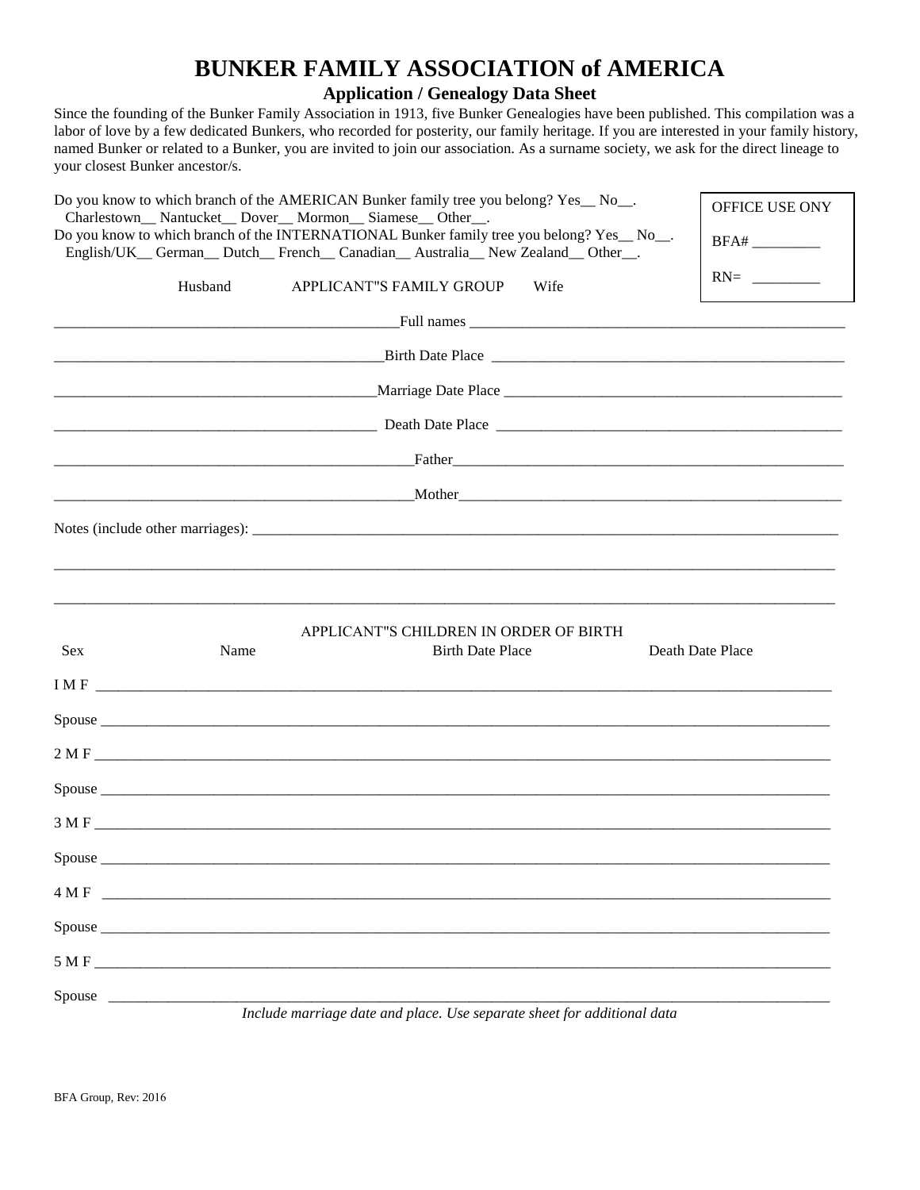# BUNKER FAMILY ASSOCIATION of AMERICA

## Application / Genealogy Data Sheet

Since the founding of the Bunker Family Association in 1913, five Bunker Genealogies have been published. This compilation was a labor of love by a few dedicated Bunkers, who recorded for posterity, our family heritage. If you are interested in your family history, named Bunker or related to a Bunker, you are invited to join our association. As a surname society, we ask for the direct lineage to your closest Bunker ancestor/s.

Do you know to which branch of the AMERICAN Bunker family tree you belong? Yes__ No__.
Charlestown__ Nantucket__ Dover__ Mormon__ Siamese__ Other__.

Do you know to which branch of the INTERNATIONAL Bunker family tree you belong? Yes__ No__.
English/UK__ German__ Dutch__ French__ Canadian__ Australia__ New Zealand__ Other__.

OFFICE USE ONY

BFA# _________

RN= _________

Husband APPLICANT"S FAMILY GROUP Wife

_______________________________________________Full names ___________________________________________________

___________________________________________Birth Date Place _______________________________________________

___________________________________________Marriage Date Place _____________________________________________

___________________________________________ Death Date Place _______________________________________________

________________________________________________Father_____________________________________________________

________________________________________________Mother_____________________________________________________

Notes (include other marriages): _______________________________________________________________________________

______________________________________________________________________________________________________

______________________________________________________________________________________________________

APPLICANT"S CHILDREN IN ORDER OF BIRTH

Sex Name Birth Date Place Death Date Place

I M F __________________________________________________________________________________________________

Spouse _________________________________________________________________________________________________

2 M F __________________________________________________________________________________________________

Spouse _________________________________________________________________________________________________

3 M F __________________________________________________________________________________________________

Spouse _________________________________________________________________________________________________

4 M F __________________________________________________________________________________________________

Spouse _________________________________________________________________________________________________

5 M F __________________________________________________________________________________________________

Spouse _________________________________________________________________________________________________

*Include marriage date and place. Use separate sheet for additional data*

BFA Group, Rev: 2016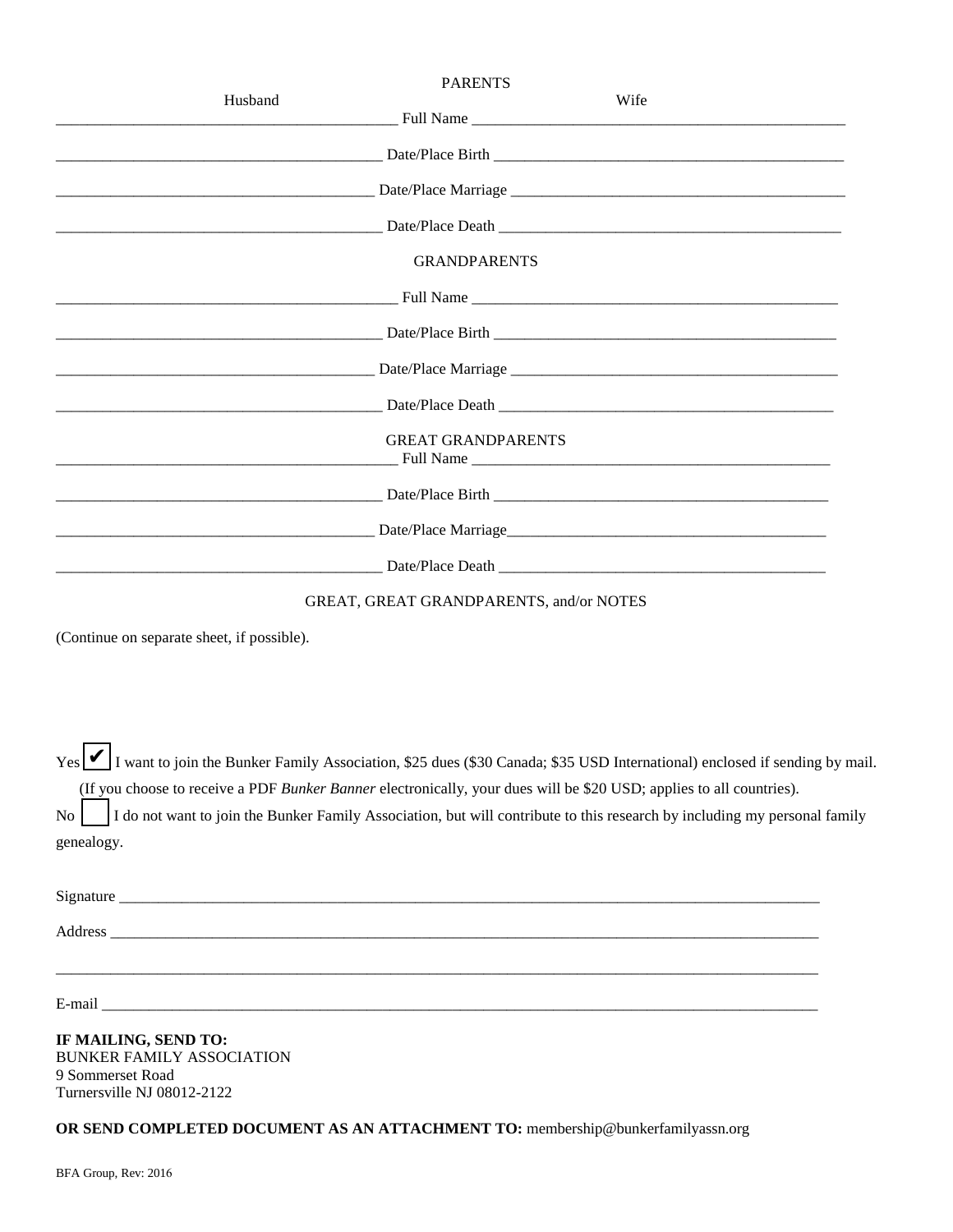PARENTS

Husband | Wife

_______________________________________ Full Name _______________________________________

_______________________________________ Date/Place Birth _______________________________________

_______________________________________ Date/Place Marriage _______________________________________

_______________________________________ Date/Place Death _______________________________________

GRANDPARENTS

_______________________________________ Full Name _______________________________________

_______________________________________ Date/Place Birth _______________________________________

_______________________________________ Date/Place Marriage _______________________________________

_______________________________________ Date/Place Death _______________________________________

GREAT GRANDPARENTS

_______________________________________ Full Name _______________________________________

_______________________________________ Date/Place Birth _______________________________________

_______________________________________ Date/Place Marriage _______________________________________

_______________________________________ Date/Place Death _______________________________________

GREAT, GREAT GRANDPARENTS, and/or NOTES

(Continue on separate sheet, if possible).

Yes ☑ I want to join the Bunker Family Association, $25 dues ($30 Canada; $35 USD International) enclosed if sending by mail.
(If you choose to receive a PDF *Bunker Banner* electronically, your dues will be $20 USD; applies to all countries).

No ☐ I do not want to join the Bunker Family Association, but will contribute to this research by including my personal family genealogy.

Signature _______________________________________________________________

Address _______________________________________________________________

_______________________________________________________________________

E-mail _______________________________________________________________

**IF MAILING, SEND TO:**
BUNKER FAMILY ASSOCIATION
9 Sommerset Road
Turnersville NJ 08012-2122

**OR SEND COMPLETED DOCUMENT AS AN ATTACHMENT TO:** membership@bunkerfamilyassn.org

BFA Group, Rev: 2016